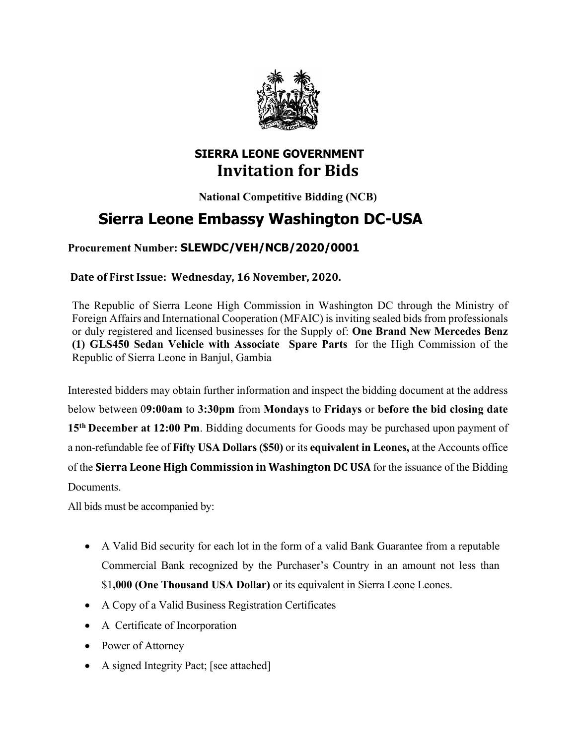# SIERRA LEONE GOVERNMENT

# Invitation for Bids

**National Competitive Bidding (NCB)**

## Sierra Leone Embassy Washington DC-USA

**Procurement Number: SLEWDC/VEH/NCB/2020/0001**

**Date of First Issue: Wednesday, 16 November, 2020.**

The Republic of Sierra Leone High Commission in Washington DC through the Ministry of Foreign Affairs and International Cooperation (MFAIC) is inviting sealed bids from professionals or duly registered and licensed businesses for the Supply of: **One Brand New Mercedes Benz (1) GLS450 Sedan Vehicle with Associate Spare Parts** for the High Commission of the Republic of Sierra Leone in Banjul, Gambia

Interested bidders may obtain further information and inspect the bidding document at the address below between 0**9:00am** to **3:30pm** from **Mondays** to **Fridays** or **before the bid closing date 15th December at 12:00 Pm**. Bidding documents for Goods may be purchased upon payment of a non-refundable fee of **Fifty USA Dollars ($50)** or its **equivalent in Leones,** at the Accounts office of the **Sierra Leone High Commission in Washington DC USA** for the issuance of the Bidding Documents.

All bids must be accompanied by:

- A Valid Bid security for each lot in the form of a valid Bank Guarantee from a reputable Commercial Bank recognized by the Purchaser's Country in an amount not less than $1**,000 (One Thousand USA Dollar)** or its equivalent in Sierra Leone Leones.
- A Copy of a Valid Business Registration Certificates
- A Certificate of Incorporation
- Power of Attorney
- A signed Integrity Pact; [see attached]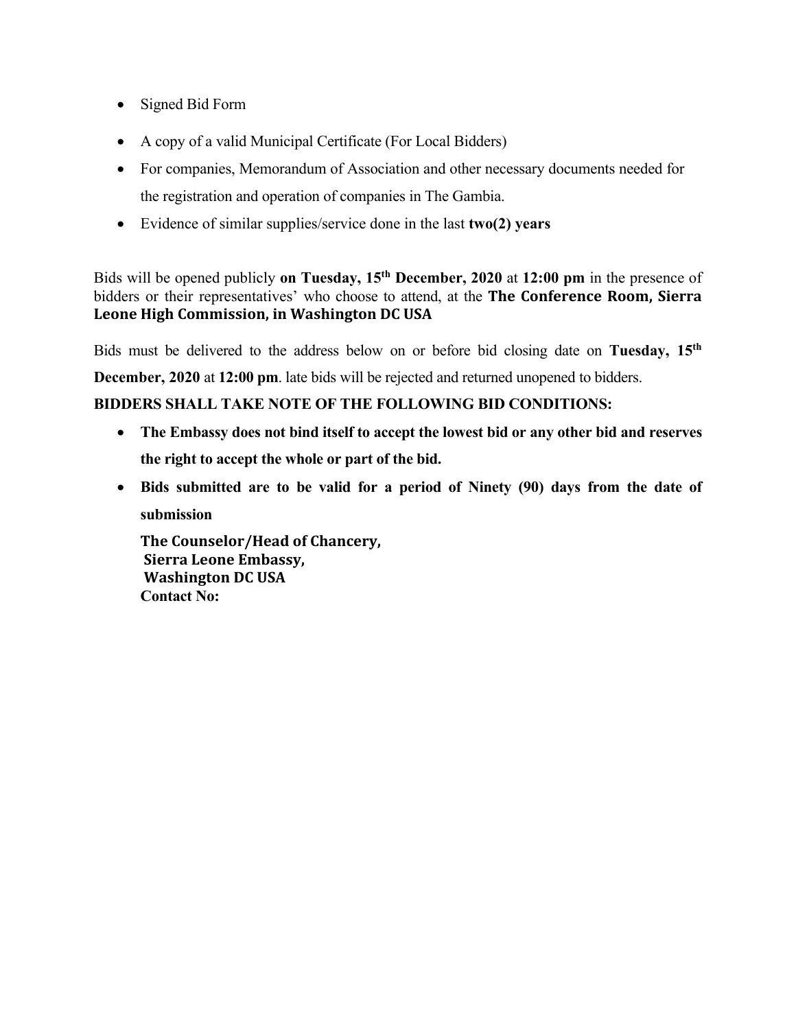- Signed Bid Form
- A copy of a valid Municipal Certificate (For Local Bidders)
- For companies, Memorandum of Association and other necessary documents needed for the registration and operation of companies in The Gambia.
- Evidence of similar supplies/service done in the last **two(2) years**

Bids will be opened publicly **on Tuesday, 15th December, 2020** at **12:00 pm** in the presence of bidders or their representatives' who choose to attend, at the **The Conference Room, Sierra Leone High Commission, in Washington DC USA**

Bids must be delivered to the address below on or before bid closing date on **Tuesday, 15th December, 2020** at **12:00 pm**. late bids will be rejected and returned unopened to bidders.

**BIDDERS SHALL TAKE NOTE OF THE FOLLOWING BID CONDITIONS:**

- **The Embassy does not bind itself to accept the lowest bid or any other bid and reserves the right to accept the whole or part of the bid.**
- **Bids submitted are to be valid for a period of Ninety (90) days from the date of submission**

**The Counselor/Head of Chancery,**
**Sierra Leone Embassy,**
**Washington DC USA**
**Contact No:**